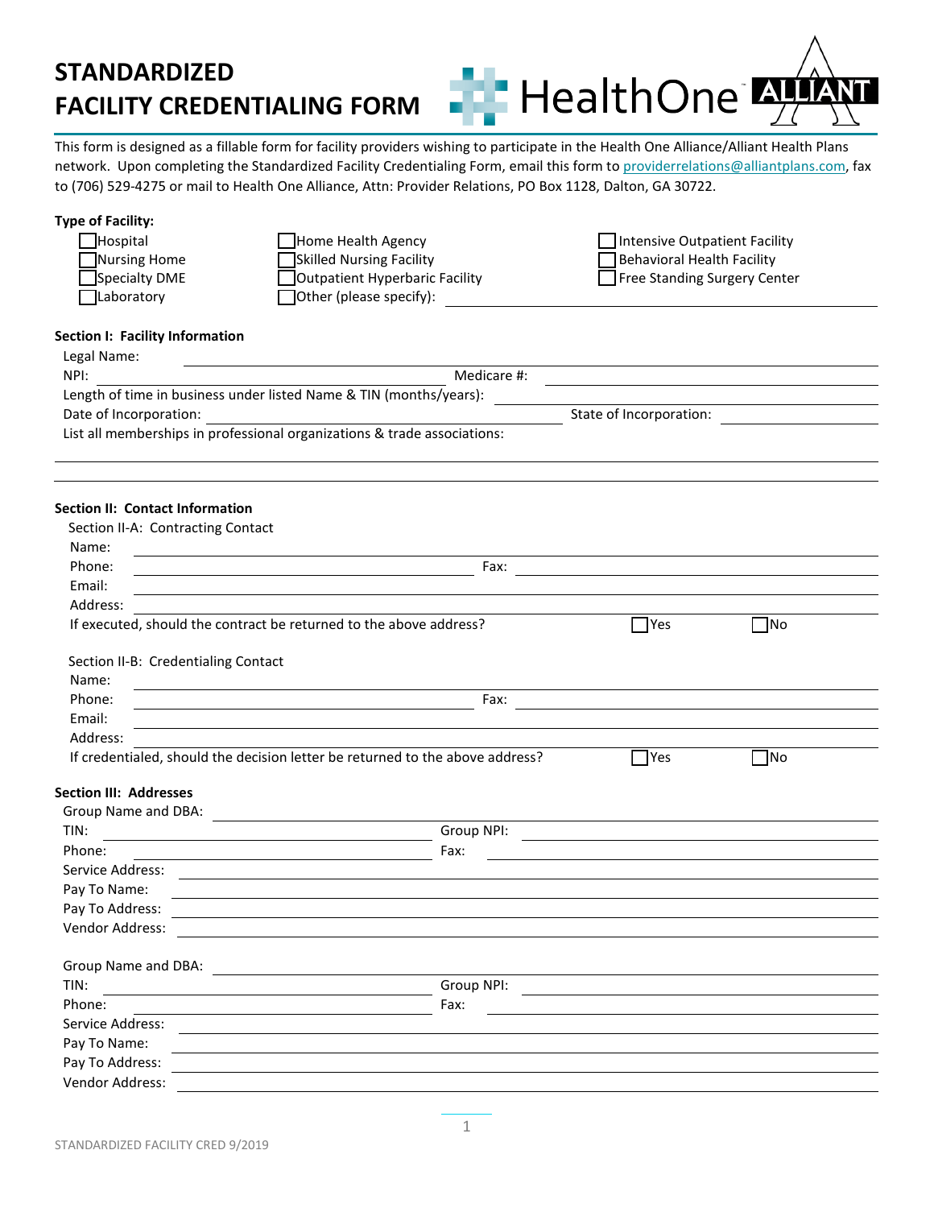# STANDARDIZED FACILITY CREDENTIALING FORM

HealthOne ALLIANT

This form is designed as a fillable form for facility providers wishing to participate in the Health One Alliance/Alliant Health Plans network. Upon completing the Standardized Facility Credentialing Form, email this form to providerrelations@alliantplans.com, fax to (706) 529-4275 or mail to Health One Alliance, Attn: Provider Relations, PO Box 1128, Dalton, GA 30722.

**Type of Facility:**

- ☐ Hospital
- ☐ Nursing Home
- ☐ Specialty DME
- ☐ Laboratory
- ☐ Home Health Agency
- ☐ Skilled Nursing Facility
- ☐ Outpatient Hyperbaric Facility
- ☐ Other (please specify): ______________________
- ☐ Intensive Outpatient Facility
- ☐ Behavioral Health Facility
- ☐ Free Standing Surgery Center

**Section I: Facility Information**

Legal Name: ______________________

NPI: ______________________ Medicare #: ______________________

Length of time in business under listed Name & TIN (months/years): ______________________

Date of Incorporation: ______________________ State of Incorporation: ______________________

List all memberships in professional organizations & trade associations:

______________________

______________________

**Section II: Contact Information**

Section II-A: Contracting Contact

Name: ______________________

Phone: ______________________ Fax: ______________________

Email: ______________________

Address: ______________________

If executed, should the contract be returned to the above address? ☐ Yes ☐ No

Section II-B: Credentialing Contact

Name: ______________________

Phone: ______________________ Fax: ______________________

Email: ______________________

Address: ______________________

If credentialed, should the decision letter be returned to the above address? ☐ Yes ☐ No

**Section III: Addresses**

Group Name and DBA: ______________________

TIN: ______________________ Group NPI: ______________________

Phone: ______________________ Fax: ______________________

Service Address: ______________________

Pay To Name: ______________________

Pay To Address: ______________________

Vendor Address: ______________________

Group Name and DBA: ______________________

TIN: ______________________ Group NPI: ______________________

Phone: ______________________ Fax: ______________________

Service Address: ______________________

Pay To Name: ______________________

Pay To Address: ______________________

Vendor Address: ______________________

STANDARDIZED FACILITY CRED 9/2019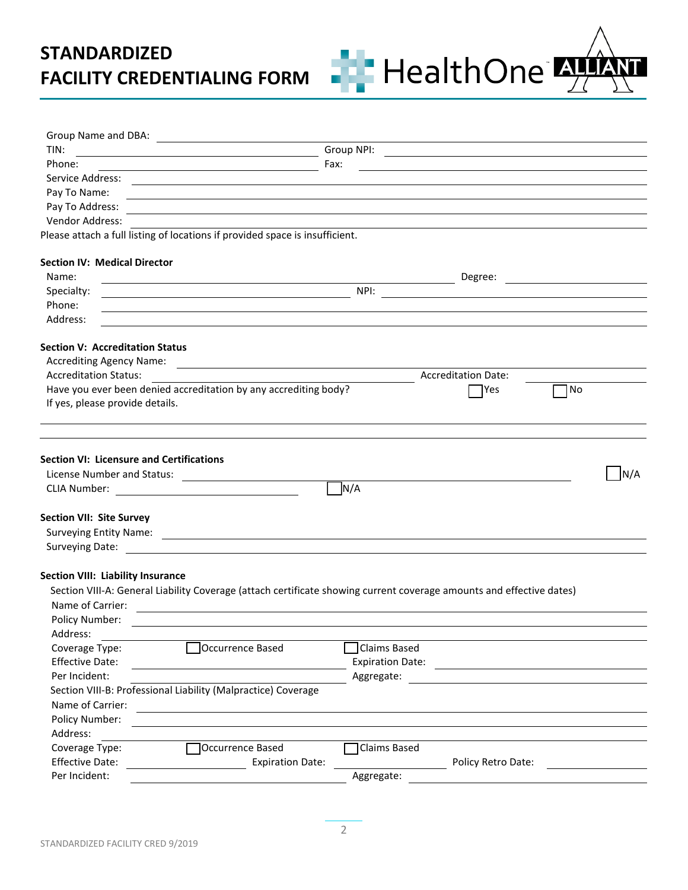# STANDARDIZED FACILITY CREDENTIALING FORM

Group Name and DBA: \_\_\_\_\_\_\_\_\_\_\_\_\_\_\_\_\_\_\_\_

TIN: \_\_\_\_\_\_\_\_\_\_\_\_\_\_\_\_\_\_\_\_ Group NPI: \_\_\_\_\_\_\_\_\_\_\_\_\_\_\_\_\_\_\_\_

Phone: \_\_\_\_\_\_\_\_\_\_\_\_\_\_\_\_\_\_\_\_ Fax: \_\_\_\_\_\_\_\_\_\_\_\_\_\_\_\_\_\_\_\_

Service Address: \_\_\_\_\_\_\_\_\_\_\_\_\_\_\_\_\_\_\_\_

Pay To Name: \_\_\_\_\_\_\_\_\_\_\_\_\_\_\_\_\_\_\_\_

Pay To Address: \_\_\_\_\_\_\_\_\_\_\_\_\_\_\_\_\_\_\_\_

Vendor Address: \_\_\_\_\_\_\_\_\_\_\_\_\_\_\_\_\_\_\_\_

Please attach a full listing of locations if provided space is insufficient.

**Section IV: Medical Director**

Name: \_\_\_\_\_\_\_\_\_\_\_\_\_\_\_\_\_\_\_\_ Degree: \_\_\_\_\_\_\_\_\_\_\_\_\_\_\_\_\_\_\_\_

Specialty: \_\_\_\_\_\_\_\_\_\_\_\_\_\_\_\_\_\_\_\_ NPI: \_\_\_\_\_\_\_\_\_\_\_\_\_\_\_\_\_\_\_\_

Phone: \_\_\_\_\_\_\_\_\_\_\_\_\_\_\_\_\_\_\_\_

Address: \_\_\_\_\_\_\_\_\_\_\_\_\_\_\_\_\_\_\_\_

**Section V: Accreditation Status**

Accrediting Agency Name: \_\_\_\_\_\_\_\_\_\_\_\_\_\_\_\_\_\_\_\_

Accreditation Status: \_\_\_\_\_\_\_\_\_\_\_\_\_\_\_\_\_\_\_\_ Accreditation Date: \_\_\_\_\_\_\_\_\_\_\_\_\_\_\_\_\_\_\_\_

Have you ever been denied accreditation by any accrediting body? ☐ Yes ☐ No

If yes, please provide details.

\_\_\_\_\_\_\_\_\_\_\_\_\_\_\_\_\_\_\_\_

\_\_\_\_\_\_\_\_\_\_\_\_\_\_\_\_\_\_\_\_

**Section VI: Licensure and Certifications**

License Number and Status: \_\_\_\_\_\_\_\_\_\_\_\_\_\_\_\_\_\_\_\_ ☐ N/A

CLIA Number: \_\_\_\_\_\_\_\_\_\_\_\_\_\_\_\_\_\_\_\_ ☐ N/A

**Section VII: Site Survey**

Surveying Entity Name: \_\_\_\_\_\_\_\_\_\_\_\_\_\_\_\_\_\_\_\_

Surveying Date: \_\_\_\_\_\_\_\_\_\_\_\_\_\_\_\_\_\_\_\_

**Section VIII: Liability Insurance**

Section VIII-A: General Liability Coverage (attach certificate showing current coverage amounts and effective dates)

Name of Carrier: \_\_\_\_\_\_\_\_\_\_\_\_\_\_\_\_\_\_\_\_

Policy Number: \_\_\_\_\_\_\_\_\_\_\_\_\_\_\_\_\_\_\_\_

Address: \_\_\_\_\_\_\_\_\_\_\_\_\_\_\_\_\_\_\_\_

Coverage Type: ☐ Occurrence Based ☐ Claims Based

Effective Date: \_\_\_\_\_\_\_\_\_\_\_\_\_\_\_\_\_\_\_\_ Expiration Date: \_\_\_\_\_\_\_\_\_\_\_\_\_\_\_\_\_\_\_\_

Per Incident: \_\_\_\_\_\_\_\_\_\_\_\_\_\_\_\_\_\_\_\_ Aggregate: \_\_\_\_\_\_\_\_\_\_\_\_\_\_\_\_\_\_\_\_

Section VIII-B: Professional Liability (Malpractice) Coverage

Name of Carrier: \_\_\_\_\_\_\_\_\_\_\_\_\_\_\_\_\_\_\_\_

Policy Number: \_\_\_\_\_\_\_\_\_\_\_\_\_\_\_\_\_\_\_\_

Address: \_\_\_\_\_\_\_\_\_\_\_\_\_\_\_\_\_\_\_\_

Coverage Type: ☐ Occurrence Based ☐ Claims Based

Effective Date: \_\_\_\_\_\_\_\_\_\_\_\_\_\_\_\_\_\_\_\_ Expiration Date: \_\_\_\_\_\_\_\_\_\_\_\_\_\_\_\_\_\_\_\_ Policy Retro Date: \_\_\_\_\_\_\_\_\_\_\_\_\_\_\_\_\_\_\_\_

Per Incident: \_\_\_\_\_\_\_\_\_\_\_\_\_\_\_\_\_\_\_\_ Aggregate: \_\_\_\_\_\_\_\_\_\_\_\_\_\_\_\_\_\_\_\_

STANDARDIZED FACILITY CRED 9/2019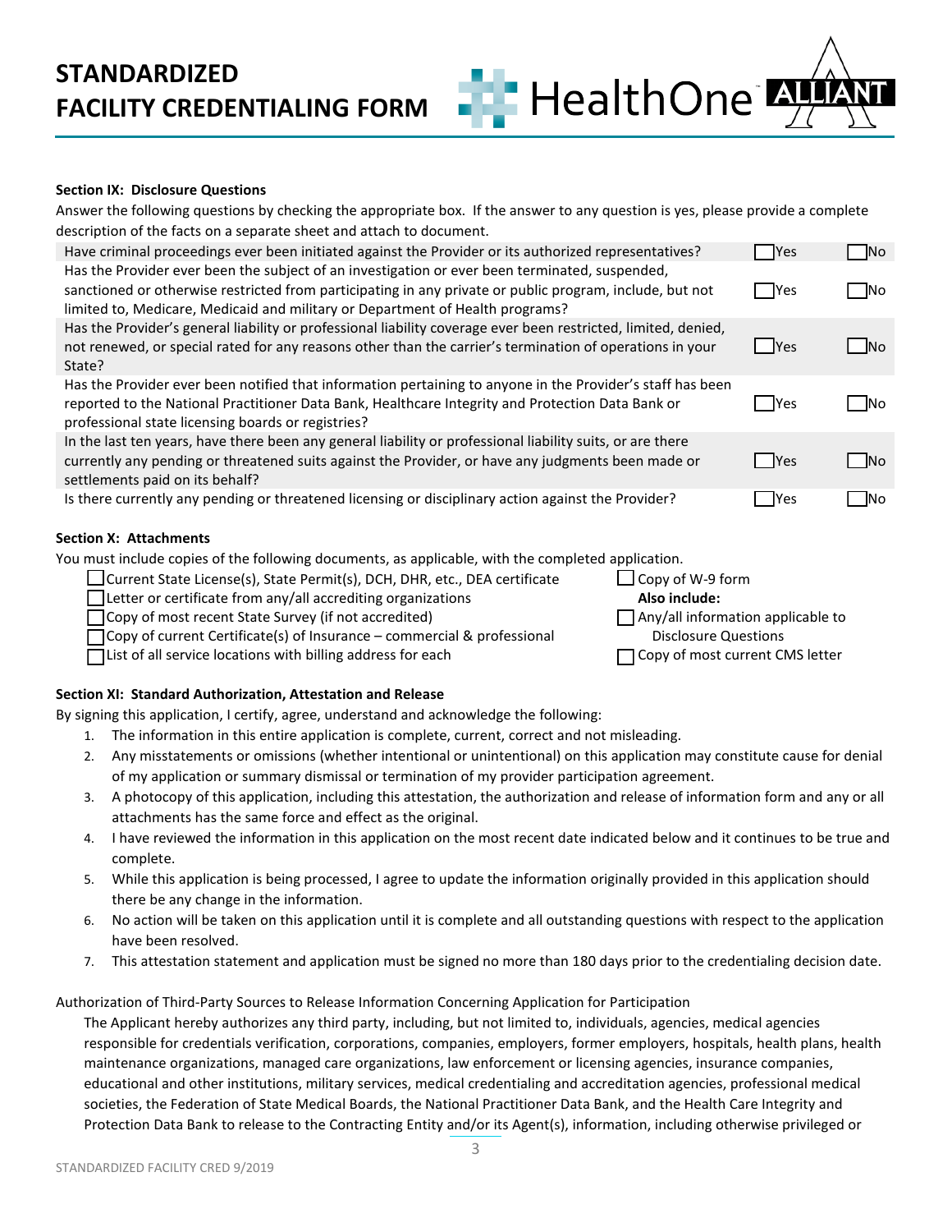**STANDARDIZED FACILITY CREDENTIALING FORM**

**Section IX: Disclosure Questions**

Answer the following questions by checking the appropriate box. If the answer to any question is yes, please provide a complete description of the facts on a separate sheet and attach to document.

| | | |
|---|---|---|
| Have criminal proceedings ever been initiated against the Provider or its authorized representatives? | ☐ Yes | ☐ No |
| Has the Provider ever been the subject of an investigation or ever been terminated, suspended, sanctioned or otherwise restricted from participating in any private or public program, include, but not limited to, Medicare, Medicaid and military or Department of Health programs? | ☐ Yes | ☐ No |
| Has the Provider's general liability or professional liability coverage ever been restricted, limited, denied, not renewed, or special rated for any reasons other than the carrier's termination of operations in your State? | ☐ Yes | ☐ No |
| Has the Provider ever been notified that information pertaining to anyone in the Provider's staff has been reported to the National Practitioner Data Bank, Healthcare Integrity and Protection Data Bank or professional state licensing boards or registries? | ☐ Yes | ☐ No |
| In the last ten years, have there been any general liability or professional liability suits, or are there currently any pending or threatened suits against the Provider, or have any judgments been made or settlements paid on its behalf? | ☐ Yes | ☐ No |
| Is there currently any pending or threatened licensing or disciplinary action against the Provider? | ☐ Yes | ☐ No |

**Section X: Attachments**

You must include copies of the following documents, as applicable, with the completed application.

- ☐ Current State License(s), State Permit(s), DCH, DHR, etc., DEA certificate
- ☐ Letter or certificate from any/all accrediting organizations
- ☐ Copy of most recent State Survey (if not accredited)
- ☐ Copy of current Certificate(s) of Insurance – commercial & professional
- ☐ List of all service locations with billing address for each
- ☐ Copy of W-9 form

**Also include:**

- ☐ Any/all information applicable to Disclosure Questions
- ☐ Copy of most current CMS letter

**Section XI: Standard Authorization, Attestation and Release**

By signing this application, I certify, agree, understand and acknowledge the following:

1. The information in this entire application is complete, current, correct and not misleading.
2. Any misstatements or omissions (whether intentional or unintentional) on this application may constitute cause for denial of my application or summary dismissal or termination of my provider participation agreement.
3. A photocopy of this application, including this attestation, the authorization and release of information form and any or all attachments has the same force and effect as the original.
4. I have reviewed the information in this application on the most recent date indicated below and it continues to be true and complete.
5. While this application is being processed, I agree to update the information originally provided in this application should there be any change in the information.
6. No action will be taken on this application until it is complete and all outstanding questions with respect to the application have been resolved.
7. This attestation statement and application must be signed no more than 180 days prior to the credentialing decision date.

Authorization of Third-Party Sources to Release Information Concerning Application for Participation

The Applicant hereby authorizes any third party, including, but not limited to, individuals, agencies, medical agencies responsible for credentials verification, corporations, companies, employers, former employers, hospitals, health plans, health maintenance organizations, managed care organizations, law enforcement or licensing agencies, insurance companies, educational and other institutions, military services, medical credentialing and accreditation agencies, professional medical societies, the Federation of State Medical Boards, the National Practitioner Data Bank, and the Health Care Integrity and Protection Data Bank to release to the Contracting Entity and/or its Agent(s), information, including otherwise privileged or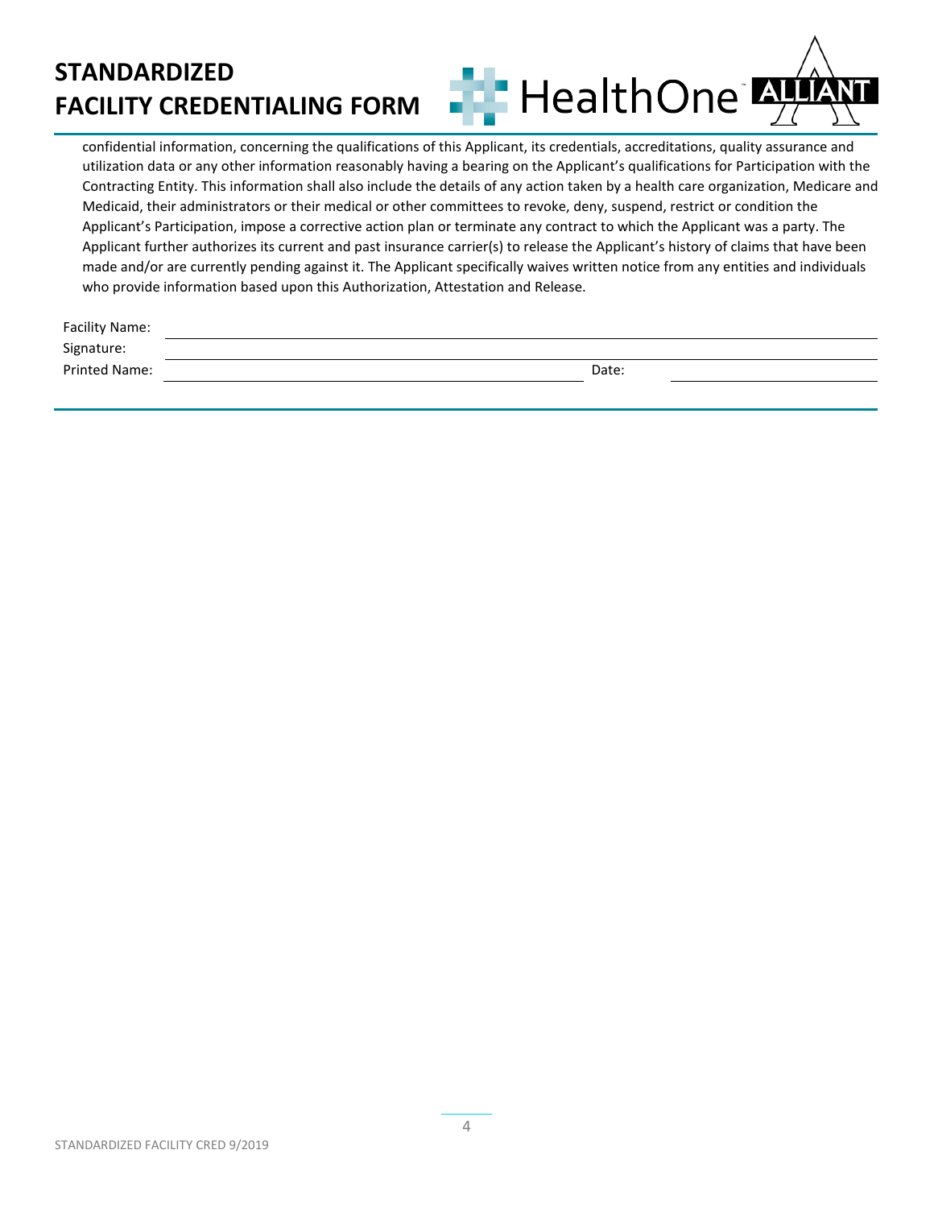confidential information, concerning the qualifications of this Applicant, its credentials, accreditations, quality assurance and utilization data or any other information reasonably having a bearing on the Applicant's qualifications for Participation with the Contracting Entity. This information shall also include the details of any action taken by a health care organization, Medicare and Medicaid, their administrators or their medical or other committees to revoke, deny, suspend, restrict or condition the Applicant's Participation, impose a corrective action plan or terminate any contract to which the Applicant was a party. The Applicant further authorizes its current and past insurance carrier(s) to release the Applicant's history of claims that have been made and/or are currently pending against it. The Applicant specifically waives written notice from any entities and individuals who provide information based upon this Authorization, Attestation and Release.

Facility Name: ______________________________________________

Signature: ______________________________________________

Printed Name: ______________________________ Date: ______________